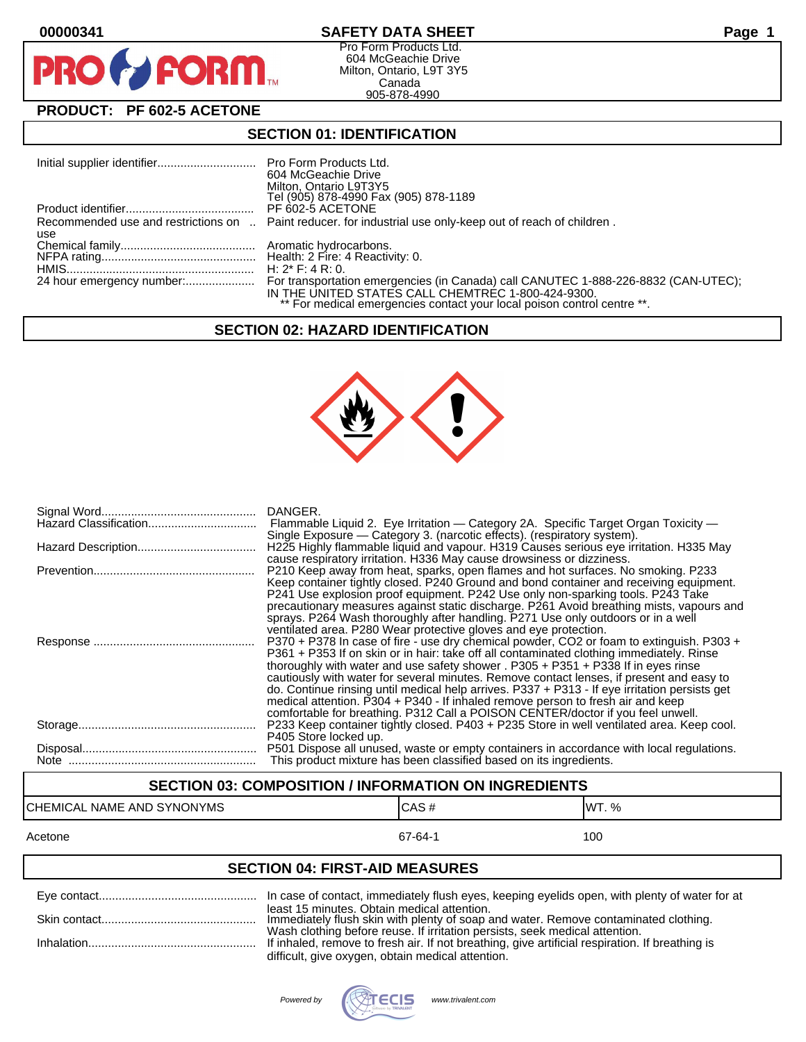00000341

# SAFETY DATA SHEET

Pro Form Products Ltd.
604 McGeachie Drive
Milton, Ontario, L9T 3Y5
Canada
905-878-4990

**PRODUCT: PF 602-5 ACETONE**

## SECTION 01: IDENTIFICATION

| | |
|---|---|
| Initial supplier identifier | Pro Form Products Ltd.<br>604 McGeachie Drive<br>Milton, Ontario L9T3Y5<br>Tel (905) 878-4990 Fax (905) 878-1189 |
| Product identifier | PF 602-5 ACETONE |
| Recommended use and restrictions on use | Paint reducer. for industrial use only-keep out of reach of children . |
| Chemical family | Aromatic hydrocarbons. |
| NFPA rating | Health: 2 Fire: 4 Reactivity: 0. |
| HMIS | H: 2* F: 4 R: 0. |
| 24 hour emergency number: | For transportation emergencies (in Canada) call CANUTEC 1-888-226-8832 (CAN-UTEC); IN THE UNITED STATES CALL CHEMTREC 1-800-424-9300.<br>** For medical emergencies contact your local poison control centre **. |

## SECTION 02: HAZARD IDENTIFICATION

| | |
|---|---|
| Signal Word | DANGER. |
| Hazard Classification | Flammable Liquid 2. Eye Irritation — Category 2A. Specific Target Organ Toxicity — Single Exposure — Category 3. (narcotic effects). (respiratory system). |
| Hazard Description | H225 Highly flammable liquid and vapour. H319 Causes serious eye irritation. H335 May cause respiratory irritation. H336 May cause drowsiness or dizziness. |
| Prevention | P210 Keep away from heat, sparks, open flames and hot surfaces. No smoking. P233 Keep container tightly closed. P240 Ground and bond container and receiving equipment. P241 Use explosion proof equipment. P242 Use only non-sparking tools. P243 Take precautionary measures against static discharge. P261 Avoid breathing mists, vapours and sprays. P264 Wash thoroughly after handling. P271 Use only outdoors or in a well ventilated area. P280 Wear protective gloves and eye protection. |
| Response | P370 + P378 In case of fire - use dry chemical powder, CO2 or foam to extinguish. P303 + P361 + P353 If on skin or in hair: take off all contaminated clothing immediately. Rinse thoroughly with water and use safety shower . P305 + P351 + P338 If in eyes rinse cautiously with water for several minutes. Remove contact lenses, if present and easy to do. Continue rinsing until medical help arrives. P337 + P313 - If eye irritation persists get medical attention. P304 + P340 - If inhaled remove person to fresh air and keep comfortable for breathing. P312 Call a POISON CENTER/doctor if you feel unwell. |
| Storage | P233 Keep container tightly closed. P403 + P235 Store in well ventilated area. Keep cool. P405 Store locked up. |
| Disposal | P501 Dispose all unused, waste or empty containers in accordance with local regulations. |
| Note | This product mixture has been classified based on its ingredients. |

## SECTION 03: COMPOSITION / INFORMATION ON INGREDIENTS

| CHEMICAL NAME AND SYNONYMS | CAS # | WT. % |
|---|---|---|
| Acetone | 67-64-1 | 100 |

## SECTION 04: FIRST-AID MEASURES

| | |
|---|---|
| Eye contact | In case of contact, immediately flush eyes, keeping eyelids open, with plenty of water for at least 15 minutes. Obtain medical attention. |
| Skin contact | Immediately flush skin with plenty of soap and water. Remove contaminated clothing. Wash clothing before reuse. If irritation persists, seek medical attention. |
| Inhalation | If inhaled, remove to fresh air. If not breathing, give artificial respiration. If breathing is difficult, give oxygen, obtain medical attention. |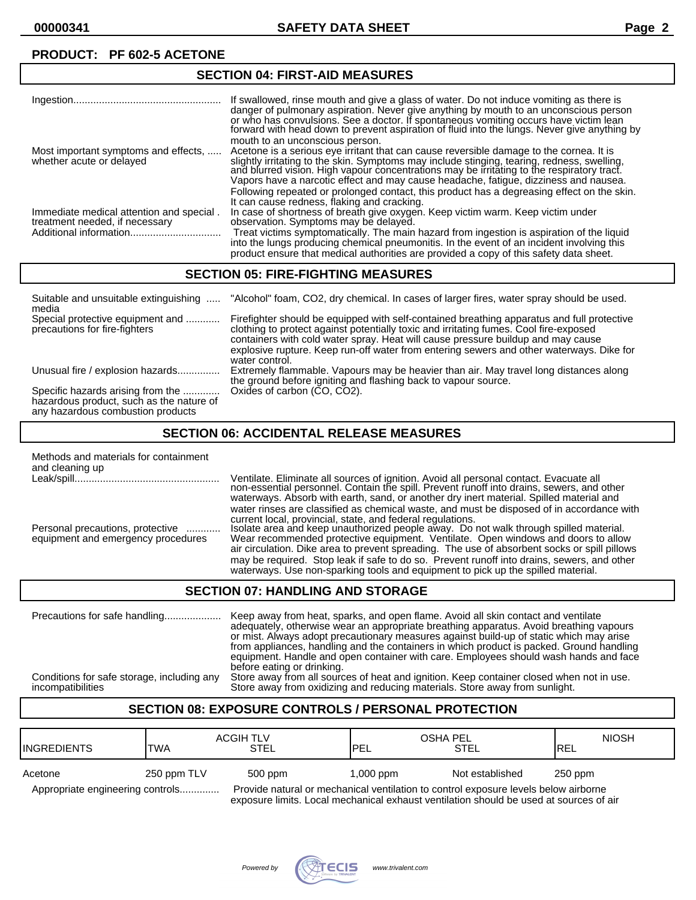**PRODUCT: PF 602-5 ACETONE**

## SECTION 04: FIRST-AID MEASURES

**Ingestion:** If swallowed, rinse mouth and give a glass of water. Do not induce vomiting as there is danger of pulmonary aspiration. Never give anything by mouth to an unconscious person or who has convulsions. See a doctor. If spontaneous vomiting occurs have victim lean forward with head down to prevent aspiration of fluid into the lungs. Never give anything by mouth to an unconscious person.

**Most important symptoms and effects, whether acute or delayed:** Acetone is a serious eye irritant that can cause reversible damage to the cornea. It is slightly irritating to the skin. Symptoms may include stinging, tearing, redness, swelling, and blurred vision. High vapour concentrations may be irritating to the respiratory tract. Vapors have a narcotic effect and may cause headache, fatigue, dizziness and nausea. Following repeated or prolonged contact, this product has a degreasing effect on the skin. It can cause redness, flaking and cracking.

**Immediate medical attention and special treatment needed, if necessary:** In case of shortness of breath give oxygen. Keep victim warm. Keep victim under observation. Symptoms may be delayed.

**Additional information:** Treat victims symptomatically. The main hazard from ingestion is aspiration of the liquid into the lungs producing chemical pneumonitis. In the event of an incident involving this product ensure that medical authorities are provided a copy of this safety data sheet.

## SECTION 05: FIRE-FIGHTING MEASURES

**Suitable and unsuitable extinguishing media:** "Alcohol" foam, $CO_2$, dry chemical. In cases of larger fires, water spray should be used.

**Special protective equipment and precautions for fire-fighters:** Firefighter should be equipped with self-contained breathing apparatus and full protective clothing to protect against potentially toxic and irritating fumes. Cool fire-exposed containers with cold water spray. Heat will cause pressure buildup and may cause explosive rupture. Keep run-off water from entering sewers and other waterways. Dike for water control.

**Unusual fire / explosion hazards:** Extremely flammable. Vapours may be heavier than air. May travel long distances along the ground before igniting and flashing back to vapour source.

**Specific hazards arising from the hazardous product, such as the nature of any hazardous combustion products:** Oxides of carbon ($CO$, $CO_2$).

## SECTION 06: ACCIDENTAL RELEASE MEASURES

**Methods and materials for containment and cleaning up**

**Leak/spill:** Ventilate. Eliminate all sources of ignition. Avoid all personal contact. Evacuate all non-essential personnel. Contain the spill. Prevent runoff into drains, sewers, and other waterways. Absorb with earth, sand, or another dry inert material. Spilled material and water rinses are classified as chemical waste, and must be disposed of in accordance with current local, provincial, state, and federal regulations.

**Personal precautions, protective equipment and emergency procedures:** Isolate area and keep unauthorized people away. Do not walk through spilled material. Wear recommended protective equipment. Ventilate. Open windows and doors to allow air circulation. Dike area to prevent spreading. The use of absorbent socks or spill pillows may be required. Stop leak if safe to do so. Prevent runoff into drains, sewers, and other waterways. Use non-sparking tools and equipment to pick up the spilled material.

## SECTION 07: HANDLING AND STORAGE

**Precautions for safe handling:** Keep away from heat, sparks, and open flame. Avoid all skin contact and ventilate adequately, otherwise wear an appropriate breathing apparatus. Avoid breathing vapours or mist. Always adopt precautionary measures against build-up of static which may arise from appliances, handling and the containers in which product is packed. Ground handling equipment. Handle and open container with care. Employees should wash hands and face before eating or drinking.

**Conditions for safe storage, including any incompatibilities:** Store away from all sources of heat and ignition. Keep container closed when not in use. Store away from oxidizing and reducing materials. Store away from sunlight.

## SECTION 08: EXPOSURE CONTROLS / PERSONAL PROTECTION

| INGREDIENTS | ACGIH TLV TWA | ACGIH TLV STEL | OSHA PEL PEL | OSHA PEL STEL | NIOSH REL |
|---|---|---|---|---|---|
| Acetone | 250 ppm TLV | 500 ppm | 1,000 ppm | Not established | 250 ppm |

**Appropriate engineering controls:** Provide natural or mechanical ventilation to control exposure levels below airborne exposure limits. Local mechanical exhaust ventilation should be used at sources of air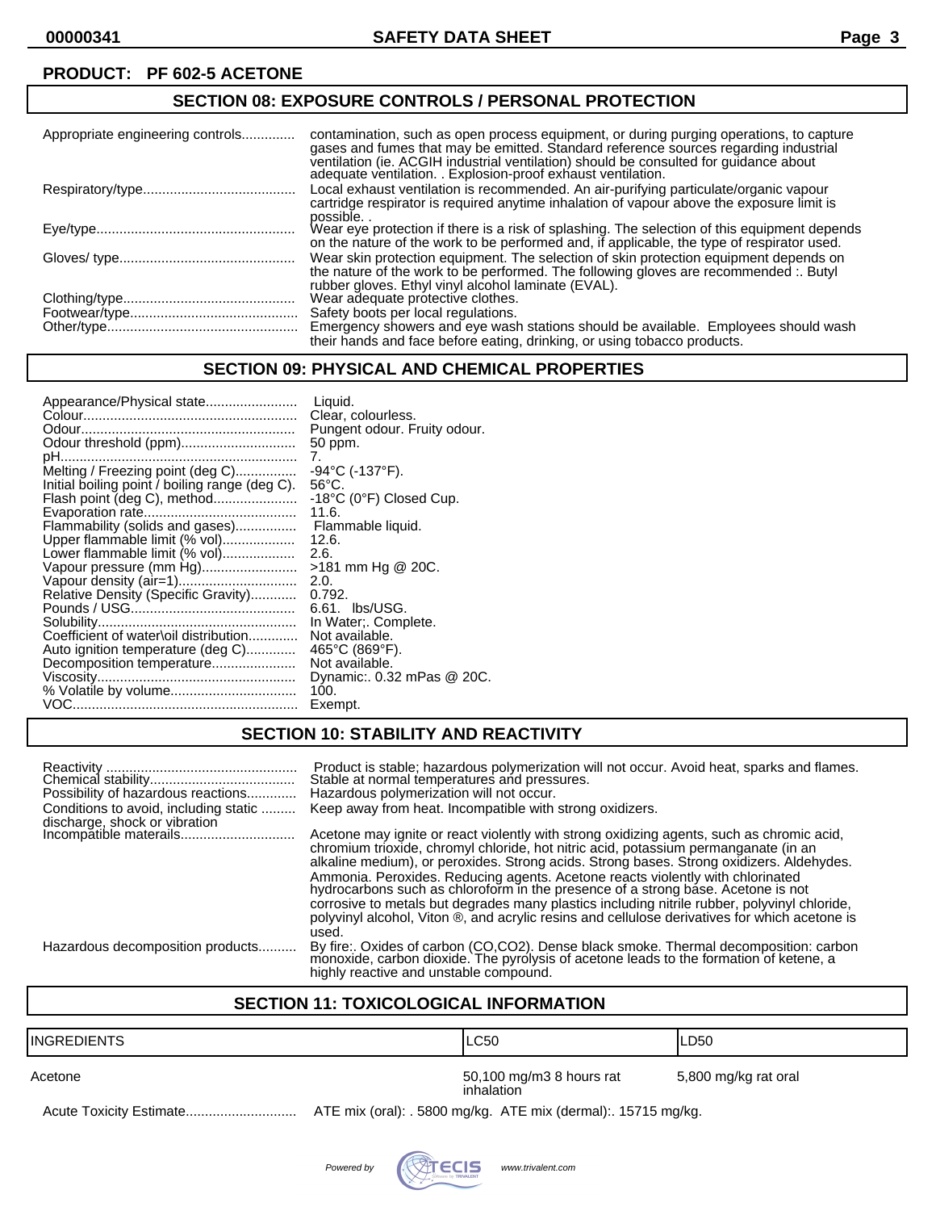**PRODUCT: PF 602-5 ACETONE**

## SECTION 08: EXPOSURE CONTROLS / PERSONAL PROTECTION

| | |
|---|---|
| Appropriate engineering controls | contamination, such as open process equipment, or during purging operations, to capture gases and fumes that may be emitted. Standard reference sources regarding industrial ventilation (ie. ACGIH industrial ventilation) should be consulted for guidance about adequate ventilation. . Explosion-proof exhaust ventilation. |
| Respiratory/type | Local exhaust ventilation is recommended. An air-purifying particulate/organic vapour cartridge respirator is required anytime inhalation of vapour above the exposure limit is possible. . |
| Eye/type | Wear eye protection if there is a risk of splashing. The selection of this equipment depends on the nature of the work to be performed and, if applicable, the type of respirator used. |
| Gloves/ type | Wear skin protection equipment. The selection of skin protection equipment depends on the nature of the work to be performed. The following gloves are recommended :. Butyl rubber gloves. Ethyl vinyl alcohol laminate (EVAL). |
| Clothing/type | Wear adequate protective clothes. |
| Footwear/type | Safety boots per local regulations. |
| Other/type | Emergency showers and eye wash stations should be available. Employees should wash their hands and face before eating, drinking, or using tobacco products. |

## SECTION 09: PHYSICAL AND CHEMICAL PROPERTIES

| | |
|---|---|
| Appearance/Physical state | Liquid. |
| Colour | Clear, colourless. |
| Odour | Pungent odour. Fruity odour. |
| Odour threshold (ppm) | 50 ppm. |
| pH | 7. |
| Melting / Freezing point (deg C) | -94°C (-137°F). |
| Initial boiling point / boiling range (deg C). | 56°C. |
| Flash point (deg C), method | -18°C (0°F) Closed Cup. |
| Evaporation rate | 11.6. |
| Flammability (solids and gases) | Flammable liquid. |
| Upper flammable limit (% vol) | 12.6. |
| Lower flammable limit (% vol) | 2.6. |
| Vapour pressure (mm Hg) | >181 mm Hg @ 20C. |
| Vapour density (air=1) | 2.0. |
| Relative Density (Specific Gravity) | 0.792. |
| Pounds / USG | 6.61. lbs/USG. |
| Solubility | In Water;. Complete. |
| Coefficient of water\oil distribution | Not available. |
| Auto ignition temperature (deg C) | 465°C (869°F). |
| Decomposition temperature | Not available. |
| Viscosity | Dynamic:. 0.32 mPas @ 20C. |
| % Volatile by volume | 100. |
| VOC | Exempt. |

## SECTION 10: STABILITY AND REACTIVITY

| | |
|---|---|
| Reactivity | Product is stable; hazardous polymerization will not occur. Avoid heat, sparks and flames. |
| Chemical stability | Stable at normal temperatures and pressures. |
| Possibility of hazardous reactions | Hazardous polymerization will not occur. |
| Conditions to avoid, including static discharge, shock or vibration | Keep away from heat. Incompatible with strong oxidizers. |
| Incompatible materails | Acetone may ignite or react violently with strong oxidizing agents, such as chromic acid, chromium trioxide, chromyl chloride, hot nitric acid, potassium permanganate (in an alkaline medium), or peroxides. Strong acids. Strong bases. Strong oxidizers. Aldehydes. Ammonia. Peroxides. Reducing agents. Acetone reacts violently with chlorinated hydrocarbons such as chloroform in the presence of a strong base. Acetone is not corrosive to metals but degrades many plastics including nitrile rubber, polyvinyl chloride, polyvinyl alcohol, Viton ®, and acrylic resins and cellulose derivatives for which acetone is used. |
| Hazardous decomposition products | By fire:. Oxides of carbon (CO,CO2). Dense black smoke. Thermal decomposition: carbon monoxide, carbon dioxide. The pyrolysis of acetone leads to the formation of ketene, a highly reactive and unstable compound. |

## SECTION 11: TOXICOLOGICAL INFORMATION

| INGREDIENTS | LC50 | LD50 |
|---|---|---|
| Acetone | 50,100 mg/m3 8 hours rat inhalation | 5,800 mg/kg rat oral |

Acute Toxicity Estimate............................. ATE mix (oral): . 5800 mg/kg. ATE mix (dermal):. 15715 mg/kg.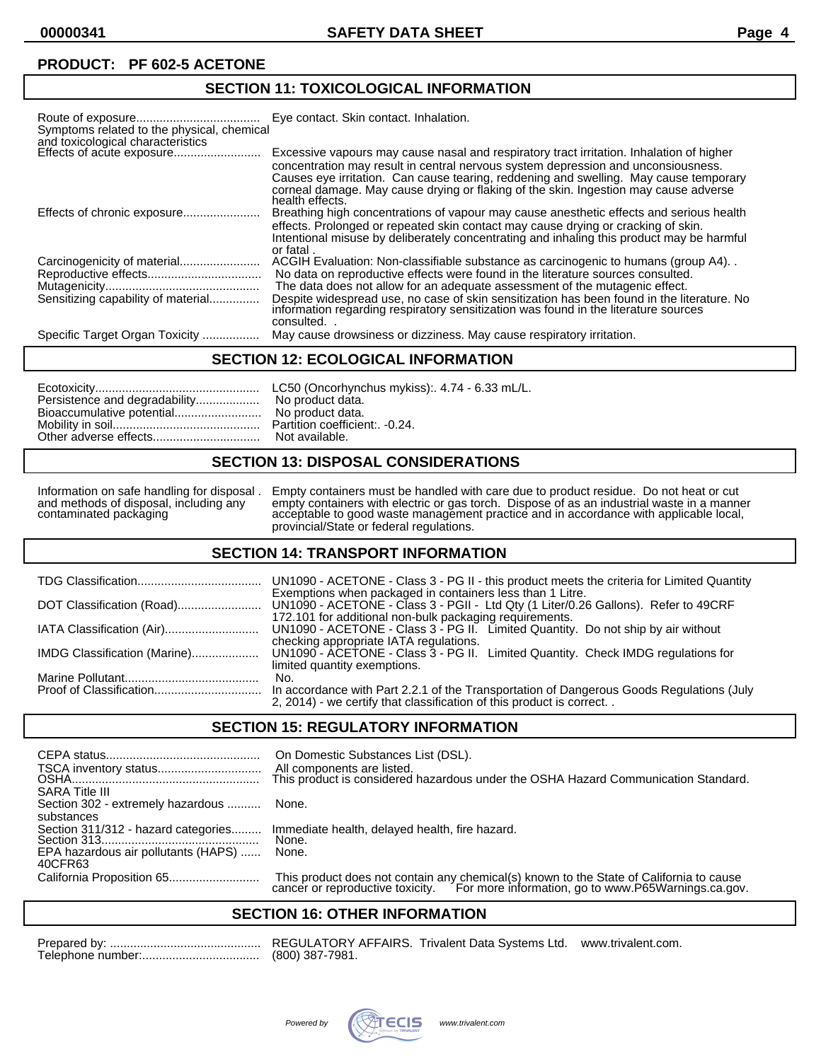**PRODUCT: PF 602-5 ACETONE**

## SECTION 11: TOXICOLOGICAL INFORMATION

| | |
|---|---|
| Route of exposure | Eye contact. Skin contact. Inhalation. |
| Symptoms related to the physical, chemical and toxicological characteristics | |
| Effects of acute exposure | Excessive vapours may cause nasal and respiratory tract irritation. Inhalation of higher concentration may result in central nervous system depression and unconsiousness. Causes eye irritation. Can cause tearing, reddening and swelling. May cause temporary corneal damage. May cause drying or flaking of the skin. Ingestion may cause adverse health effects. |
| Effects of chronic exposure | Breathing high concentrations of vapour may cause anesthetic effects and serious health effects. Prolonged or repeated skin contact may cause drying or cracking of skin. Intentional misuse by deliberately concentrating and inhaling this product may be harmful or fatal . |
| Carcinogenicity of material | ACGIH Evaluation: Non-classifiable substance as carcinogenic to humans (group A4). . |
| Reproductive effects | No data on reproductive effects were found in the literature sources consulted. |
| Mutagenicity | The data does not allow for an adequate assessment of the mutagenic effect. |
| Sensitizing capability of material | Despite widespread use, no case of skin sensitization has been found in the literature. No information regarding respiratory sensitization was found in the literature sources consulted. . |
| Specific Target Organ Toxicity | May cause drowsiness or dizziness. May cause respiratory irritation. |

## SECTION 12: ECOLOGICAL INFORMATION

| | |
|---|---|
| Ecotoxicity | LC50 (Oncorhynchus mykiss):. 4.74 - 6.33 mL/L. |
| Persistence and degradability | No product data. |
| Bioaccumulative potential | No product data. |
| Mobility in soil | Partition coefficient:. -0.24. |
| Other adverse effects | Not available. |

## SECTION 13: DISPOSAL CONSIDERATIONS

| | |
|---|---|
| Information on safe handling for disposal and methods of disposal, including any contaminated packaging | . Empty containers must be handled with care due to product residue. Do not heat or cut empty containers with electric or gas torch. Dispose of as an industrial waste in a manner acceptable to good waste management practice and in accordance with applicable local, provincial/State or federal regulations. |

## SECTION 14: TRANSPORT INFORMATION

| | |
|---|---|
| TDG Classification | UN1090 - ACETONE - Class 3 - PG II - this product meets the criteria for Limited Quantity Exemptions when packaged in containers less than 1 Litre. |
| DOT Classification (Road) | UN1090 - ACETONE - Class 3 - PGII - Ltd Qty (1 Liter/0.26 Gallons). Refer to 49CRF 172.101 for additional non-bulk packaging requirements. |
| IATA Classification (Air) | UN1090 - ACETONE - Class 3 - PG II. Limited Quantity. Do not ship by air without checking appropriate IATA regulations. |
| IMDG Classification (Marine) | UN1090 - ACETONE - Class 3 - PG II. Limited Quantity. Check IMDG regulations for limited quantity exemptions. |
| Marine Pollutant | No. |
| Proof of Classification | In accordance with Part 2.2.1 of the Transportation of Dangerous Goods Regulations (July 2, 2014) - we certify that classification of this product is correct. . |

## SECTION 15: REGULATORY INFORMATION

| | |
|---|---|
| CEPA status | On Domestic Substances List (DSL). |
| TSCA inventory status | All components are listed. |
| OSHA | This product is considered hazardous under the OSHA Hazard Communication Standard. |
| SARA Title III | |
| Section 302 - extremely hazardous substances | None. |
| Section 311/312 - hazard categories | Immediate health, delayed health, fire hazard. |
| Section 313 | None. |
| EPA hazardous air pollutants (HAPS) 40CFR63 | None. |
| California Proposition 65 | This product does not contain any chemical(s) known to the State of California to cause cancer or reproductive toxicity. For more information, go to www.P65Warnings.ca.gov. |

## SECTION 16: OTHER INFORMATION

| | |
|---|---|
| Prepared by: | REGULATORY AFFAIRS. Trivalent Data Systems Ltd. www.trivalent.com. |
| Telephone number: | (800) 387-7981. |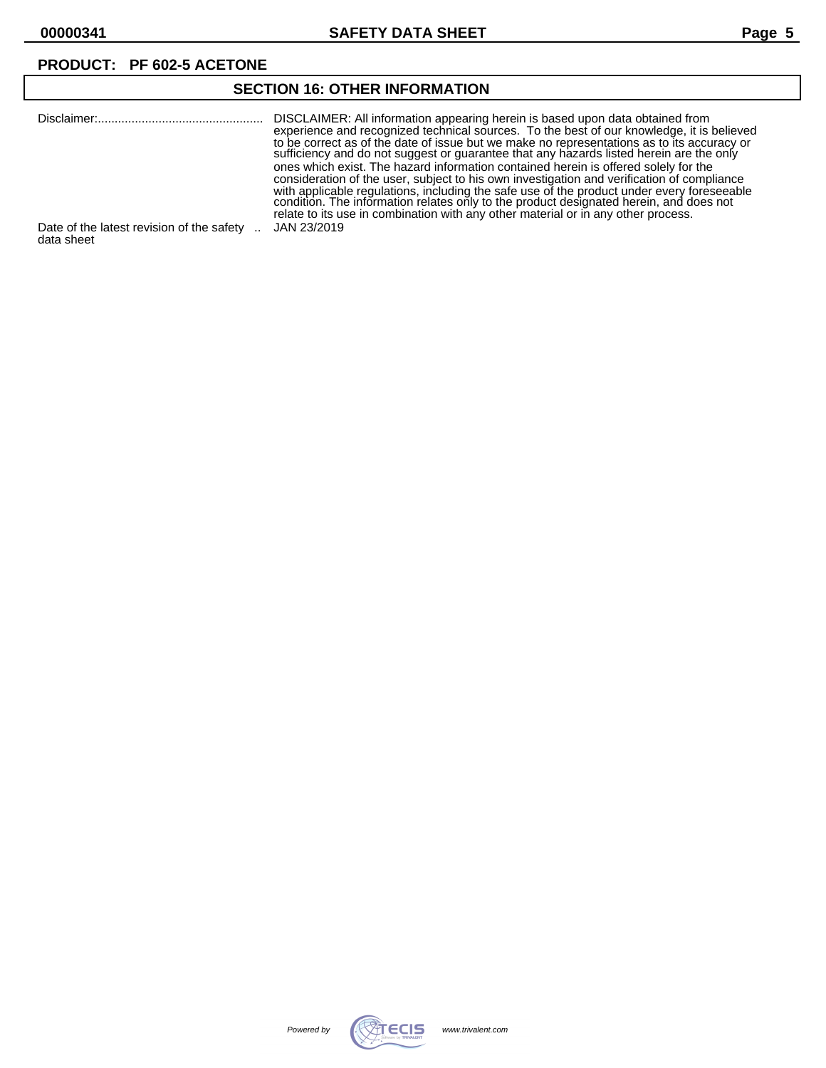**PRODUCT: PF 602-5 ACETONE**

## SECTION 16: OTHER INFORMATION

| | |
|---|---|
| Disclaimer:................................................ | DISCLAIMER: All information appearing herein is based upon data obtained from experience and recognized technical sources. To the best of our knowledge, it is believed to be correct as of the date of issue but we make no representations as to its accuracy or sufficiency and do not suggest or guarantee that any hazards listed herein are the only ones which exist. The hazard information contained herein is offered solely for the consideration of the user, subject to his own investigation and verification of compliance with applicable regulations, including the safe use of the product under every foreseeable condition. The information relates only to the product designated herein, and does not relate to its use in combination with any other material or in any other process. |
| Date of the latest revision of the safety .. data sheet | JAN 23/2019 |